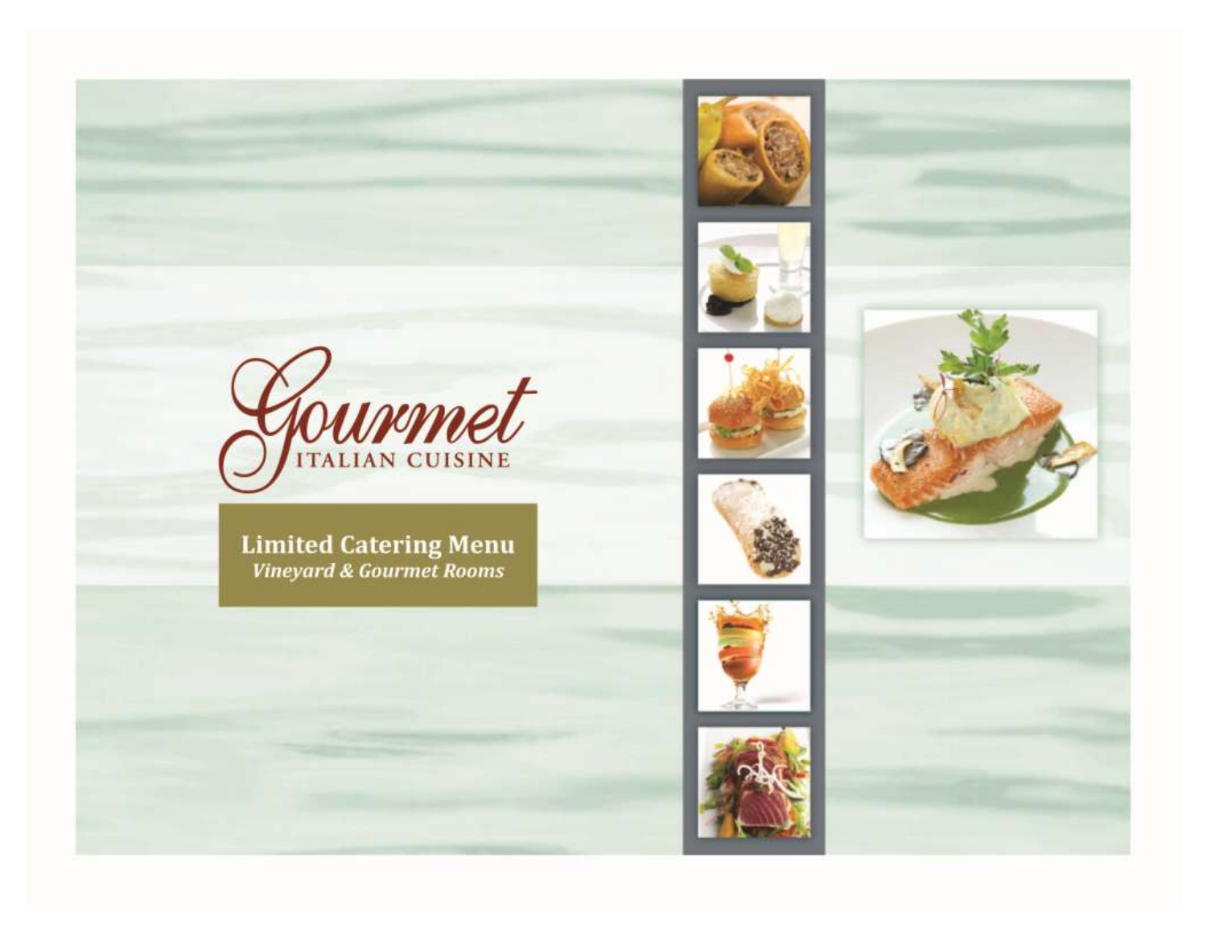# Gourmet

ITALIAN CUISINE

## Limited Catering Menu

***Vineyard & Gourmet Rooms***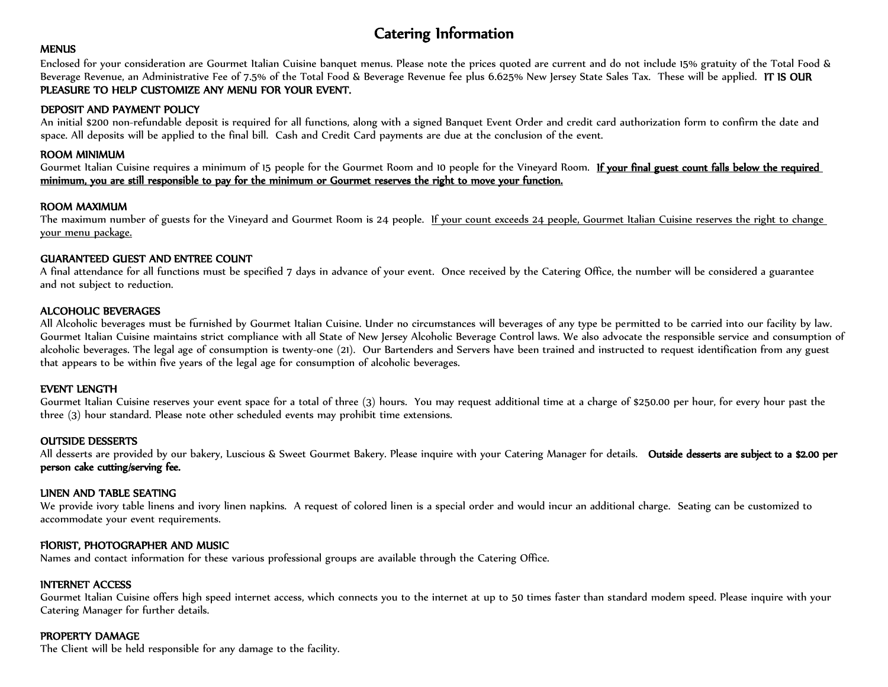# Catering Information

## MENUS

Enclosed for your consideration are Gourmet Italian Cuisine banquet menus. Please note the prices quoted are current and do not include 15% gratuity of the Total Food & Beverage Revenue, an Administrative Fee of 7.5% of the Total Food & Beverage Revenue fee plus 6.625% New Jersey State Sales Tax. These will be applied. **IT IS OUR PLEASURE TO HELP CUSTOMIZE ANY MENU FOR YOUR EVENT.**

## DEPOSIT AND PAYMENT POLICY

An initial $200 non-refundable deposit is required for all functions, along with a signed Banquet Event Order and credit card authorization form to confirm the date and space. All deposits will be applied to the final bill. Cash and Credit Card payments are due at the conclusion of the event.

## ROOM MINIMUM

Gourmet Italian Cuisine requires a minimum of 15 people for the Gourmet Room and 10 people for the Vineyard Room. **If your final guest count falls below the required minimum, you are still responsible to pay for the minimum or Gourmet reserves the right to move your function.**

## ROOM MAXIMUM

The maximum number of guests for the Vineyard and Gourmet Room is 24 people. If your count exceeds 24 people, Gourmet Italian Cuisine reserves the right to change your menu package.

## GUARANTEED GUEST AND ENTREE COUNT

A final attendance for all functions must be specified 7 days in advance of your event. Once received by the Catering Office, the number will be considered a guarantee and not subject to reduction.

## ALCOHOLIC BEVERAGES

All Alcoholic beverages must be furnished by Gourmet Italian Cuisine. Under no circumstances will beverages of any type be permitted to be carried into our facility by law. Gourmet Italian Cuisine maintains strict compliance with all State of New Jersey Alcoholic Beverage Control laws. We also advocate the responsible service and consumption of alcoholic beverages. The legal age of consumption is twenty-one (21). Our Bartenders and Servers have been trained and instructed to request identification from any guest that appears to be within five years of the legal age for consumption of alcoholic beverages.

## EVENT LENGTH

Gourmet Italian Cuisine reserves your event space for a total of three (3) hours. You may request additional time at a charge of $250.00 per hour, for every hour past the three (3) hour standard. Please note other scheduled events may prohibit time extensions.

## OUTSIDE DESSERTS

All desserts are provided by our bakery, Luscious & Sweet Gourmet Bakery. Please inquire with your Catering Manager for details. **Outside desserts are subject to a $2.00 per person cake cutting/serving fee.**

## LINEN AND TABLE SEATING

We provide ivory table linens and ivory linen napkins. A request of colored linen is a special order and would incur an additional charge. Seating can be customized to accommodate your event requirements.

## FlORIST, PHOTOGRAPHER AND MUSIC

Names and contact information for these various professional groups are available through the Catering Office.

## INTERNET ACCESS

Gourmet Italian Cuisine offers high speed internet access, which connects you to the internet at up to 50 times faster than standard modem speed. Please inquire with your Catering Manager for further details.

## PROPERTY DAMAGE

The Client will be held responsible for any damage to the facility.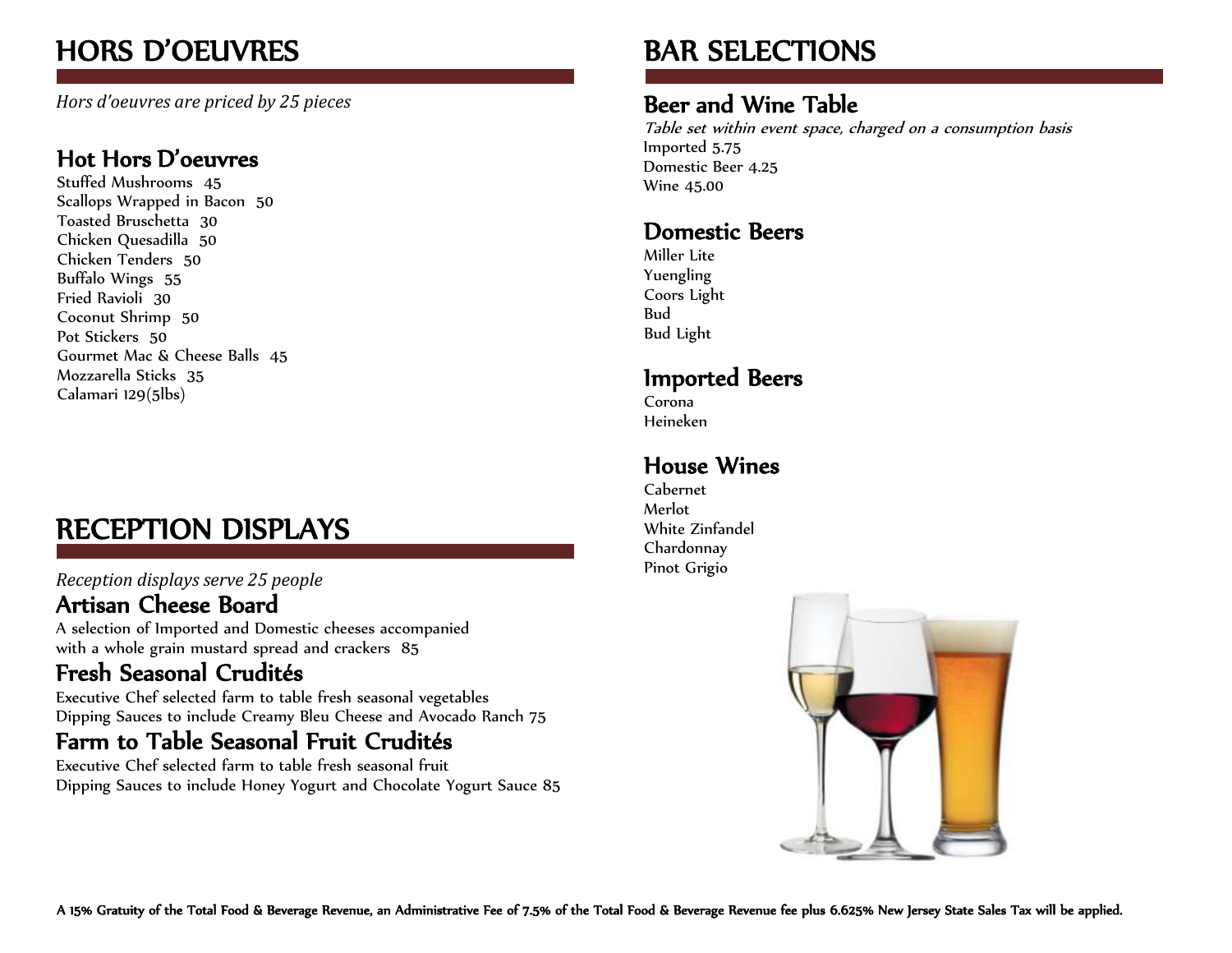# HORS D'OEUVRES

*Hors d'oeuvres are priced by 25 pieces*

## Hot Hors D'oeuvres

Stuffed Mushrooms 45
Scallops Wrapped in Bacon 50
Toasted Bruschetta 30
Chicken Quesadilla 50
Chicken Tenders 50
Buffalo Wings 55
Fried Ravioli 30
Coconut Shrimp 50
Pot Stickers 50
Gourmet Mac & Cheese Balls 45
Mozzarella Sticks 35
Calamari 129(5lbs)

# RECEPTION DISPLAYS

*Reception displays serve 25 people*

## Artisan Cheese Board

A selection of Imported and Domestic cheeses accompanied with a whole grain mustard spread and crackers 85

## Fresh Seasonal Crudités

Executive Chef selected farm to table fresh seasonal vegetables
Dipping Sauces to include Creamy Bleu Cheese and Avocado Ranch 75

## Farm to Table Seasonal Fruit Crudités

Executive Chef selected farm to table fresh seasonal fruit
Dipping Sauces to include Honey Yogurt and Chocolate Yogurt Sauce 85

# BAR SELECTIONS

## Beer and Wine Table

*Table set within event space, charged on a consumption basis*

Imported 5.75
Domestic Beer 4.25
Wine 45.00

## Domestic Beers

Miller Lite
Yuengling
Coors Light
Bud
Bud Light

## Imported Beers

Corona
Heineken

## House Wines

Cabernet
Merlot
White Zinfandel
Chardonnay
Pinot Grigio

**A 15% Gratuity of the Total Food & Beverage Revenue, an Administrative Fee of 7.5% of the Total Food & Beverage Revenue fee plus 6.625% New Jersey State Sales Tax will be applied.**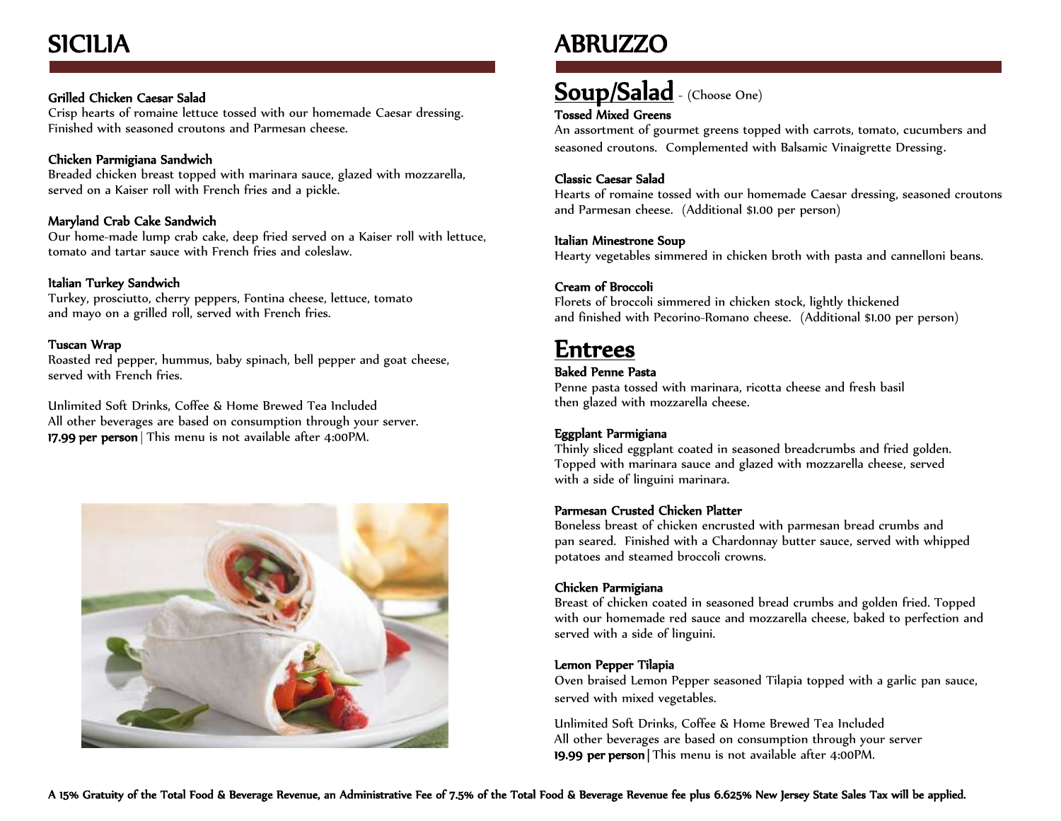# SICILIA

**Grilled Chicken Caesar Salad**
Crisp hearts of romaine lettuce tossed with our homemade Caesar dressing. Finished with seasoned croutons and Parmesan cheese.

**Chicken Parmigiana Sandwich**
Breaded chicken breast topped with marinara sauce, glazed with mozzarella, served on a Kaiser roll with French fries and a pickle.

**Maryland Crab Cake Sandwich**
Our home-made lump crab cake, deep fried served on a Kaiser roll with lettuce, tomato and tartar sauce with French fries and coleslaw.

**Italian Turkey Sandwich**
Turkey, prosciutto, cherry peppers, Fontina cheese, lettuce, tomato and mayo on a grilled roll, served with French fries.

**Tuscan Wrap**
Roasted red pepper, hummus, baby spinach, bell pepper and goat cheese, served with French fries.

Unlimited Soft Drinks, Coffee & Home Brewed Tea Included
All other beverages are based on consumption through your server.
**17.99 per person** | This menu is not available after 4:00PM.

# ABRUZZO

## Soup/Salad - (Choose One)

**Tossed Mixed Greens**
An assortment of gourmet greens topped with carrots, tomato, cucumbers and seasoned croutons. Complemented with Balsamic Vinaigrette Dressing.

**Classic Caesar Salad**
Hearts of romaine tossed with our homemade Caesar dressing, seasoned croutons and Parmesan cheese. (Additional $1.00 per person)

**Italian Minestrone Soup**
Hearty vegetables simmered in chicken broth with pasta and cannelloni beans.

**Cream of Broccoli**
Florets of broccoli simmered in chicken stock, lightly thickened and finished with Pecorino-Romano cheese. (Additional $1.00 per person)

## Entrees

**Baked Penne Pasta**
Penne pasta tossed with marinara, ricotta cheese and fresh basil then glazed with mozzarella cheese.

**Eggplant Parmigiana**
Thinly sliced eggplant coated in seasoned breadcrumbs and fried golden. Topped with marinara sauce and glazed with mozzarella cheese, served with a side of linguini marinara.

**Parmesan Crusted Chicken Platter**
Boneless breast of chicken encrusted with parmesan bread crumbs and pan seared. Finished with a Chardonnay butter sauce, served with whipped potatoes and steamed broccoli crowns.

**Chicken Parmigiana**
Breast of chicken coated in seasoned bread crumbs and golden fried. Topped with our homemade red sauce and mozzarella cheese, baked to perfection and served with a side of linguini.

**Lemon Pepper Tilapia**
Oven braised Lemon Pepper seasoned Tilapia topped with a garlic pan sauce, served with mixed vegetables.

Unlimited Soft Drinks, Coffee & Home Brewed Tea Included
All other beverages are based on consumption through your server
**19.99 per person** | This menu is not available after 4:00PM.

**A 15% Gratuity of the Total Food & Beverage Revenue, an Administrative Fee of 7.5% of the Total Food & Beverage Revenue fee plus 6.625% New Jersey State Sales Tax will be applied.**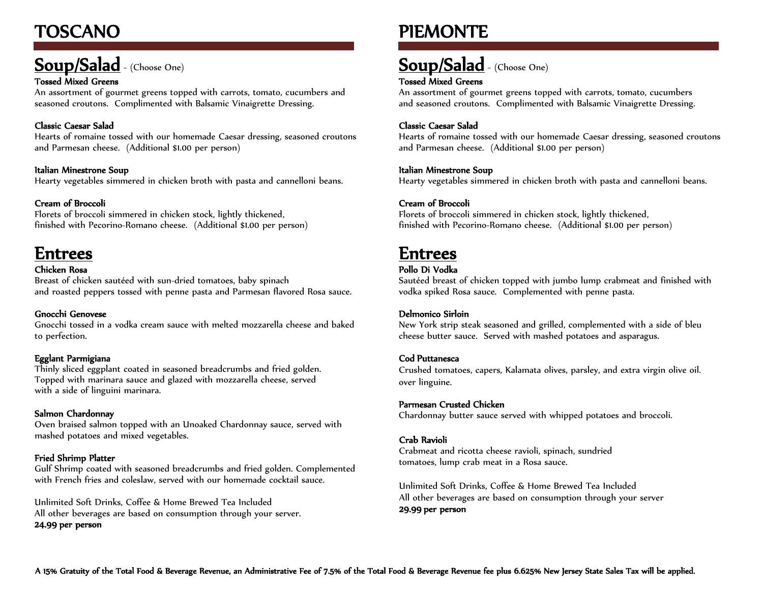# TOSCANO

## Soup/Salad - (Choose One)

**Tossed Mixed Greens**
An assortment of gourmet greens topped with carrots, tomato, cucumbers and seasoned croutons. Complimented with Balsamic Vinaigrette Dressing.

**Classic Caesar Salad**
Hearts of romaine tossed with our homemade Caesar dressing, seasoned croutons and Parmesan cheese. (Additional $1.00 per person)

**Italian Minestrone Soup**
Hearty vegetables simmered in chicken broth with pasta and cannelloni beans.

**Cream of Broccoli**
Florets of broccoli simmered in chicken stock, lightly thickened, finished with Pecorino-Romano cheese. (Additional $1.00 per person)

## Entrees

**Chicken Rosa**
Breast of chicken sautéed with sun-dried tomatoes, baby spinach and roasted peppers tossed with penne pasta and Parmesan flavored Rosa sauce.

**Gnocchi Genovese**
Gnocchi tossed in a vodka cream sauce with melted mozzarella cheese and baked to perfection.

**Egglant Parmigiana**
Thinly sliced eggplant coated in seasoned breadcrumbs and fried golden. Topped with marinara sauce and glazed with mozzarella cheese, served with a side of linguini marinara.

**Salmon Chardonnay**
Oven braised salmon topped with an Unoaked Chardonnay sauce, served with mashed potatoes and mixed vegetables.

**Fried Shrimp Platter**
Gulf Shrimp coated with seasoned breadcrumbs and fried golden. Complemented with French fries and coleslaw, served with our homemade cocktail sauce.

Unlimited Soft Drinks, Coffee & Home Brewed Tea Included
All other beverages are based on consumption through your server.
**24.99 per person**

# PIEMONTE

## Soup/Salad - (Choose One)

**Tossed Mixed Greens**
An assortment of gourmet greens topped with carrots, tomato, cucumbers and seasoned croutons. Complimented with Balsamic Vinaigrette Dressing.

**Classic Caesar Salad**
Hearts of romaine tossed with our homemade Caesar dressing, seasoned croutons and Parmesan cheese. (Additional $1.00 per person)

**Italian Minestrone Soup**
Hearty vegetables simmered in chicken broth with pasta and cannelloni beans.

**Cream of Broccoli**
Florets of broccoli simmered in chicken stock, lightly thickened, finished with Pecorino-Romano cheese. (Additional $1.00 per person)

## Entrees

**Pollo Di Vodka**
Sautéed breast of chicken topped with jumbo lump crabmeat and finished with vodka spiked Rosa sauce. Complemented with penne pasta.

**Delmonico Sirloin**
New York strip steak seasoned and grilled, complemented with a side of bleu cheese butter sauce. Served with mashed potatoes and asparagus.

**Cod Puttanesca**
Crushed tomatoes, capers, Kalamata olives, parsley, and extra virgin olive oil. over linguine.

**Parmesan Crusted Chicken**
Chardonnay butter sauce served with whipped potatoes and broccoli.

**Crab Ravioli**
Crabmeat and ricotta cheese ravioli, spinach, sundried tomatoes, lump crab meat in a Rosa sauce.

Unlimited Soft Drinks, Coffee & Home Brewed Tea Included
All other beverages are based on consumption through your server
**29.99 per person**

**A 15% Gratuity of the Total Food & Beverage Revenue, an Administrative Fee of 7.5% of the Total Food & Beverage Revenue fee plus 6.625% New Jersey State Sales Tax will be applied.**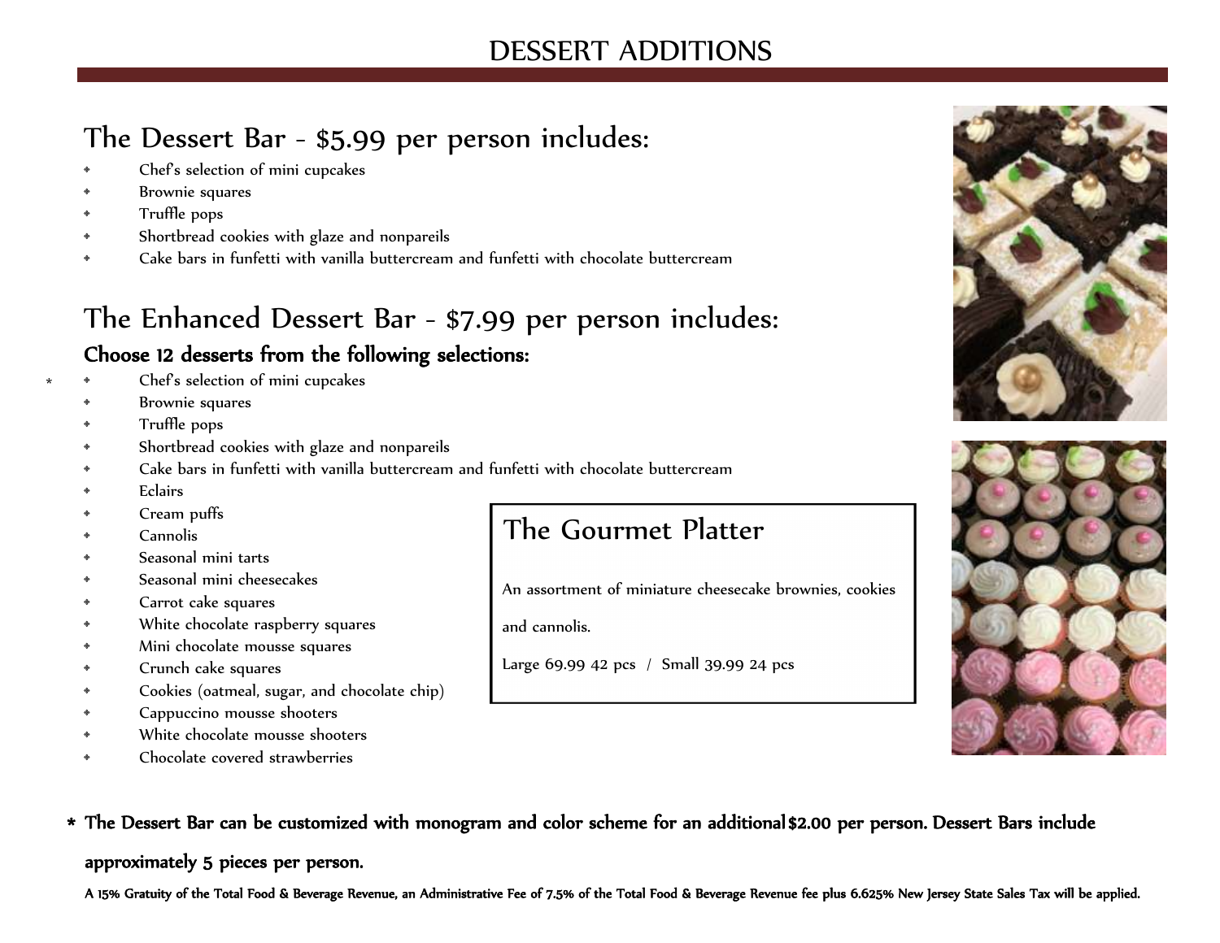# DESSERT ADDITIONS

## The Dessert Bar - $5.99 per person includes:

- Chef's selection of mini cupcakes
- Brownie squares
- Truffle pops
- Shortbread cookies with glaze and nonpareils
- Cake bars in funfetti with vanilla buttercream and funfetti with chocolate buttercream

## The Enhanced Dessert Bar - $7.99 per person includes:

**Choose 12 desserts from the following selections:**

- Chef's selection of mini cupcakes
- Brownie squares
- Truffle pops
- Shortbread cookies with glaze and nonpareils
- Cake bars in funfetti with vanilla buttercream and funfetti with chocolate buttercream
- Eclairs
- Cream puffs
- Cannolis
- Seasonal mini tarts
- Seasonal mini cheesecakes
- Carrot cake squares
- White chocolate raspberry squares
- Mini chocolate mousse squares
- Crunch cake squares
- Cookies (oatmeal, sugar, and chocolate chip)
- Cappuccino mousse shooters
- White chocolate mousse shooters
- Chocolate covered strawberries

## The Gourmet Platter

An assortment of miniature cheesecake brownies, cookies and cannolis.

Large 69.99 42 pcs / Small 39.99 24 pcs

**\* The Dessert Bar can be customized with monogram and color scheme for an additional $2.00 per person. Dessert Bars include approximately 5 pieces per person.**

**A 15% Gratuity of the Total Food & Beverage Revenue, an Administrative Fee of 7.5% of the Total Food & Beverage Revenue fee plus 6.625% New Jersey State Sales Tax will be applied.**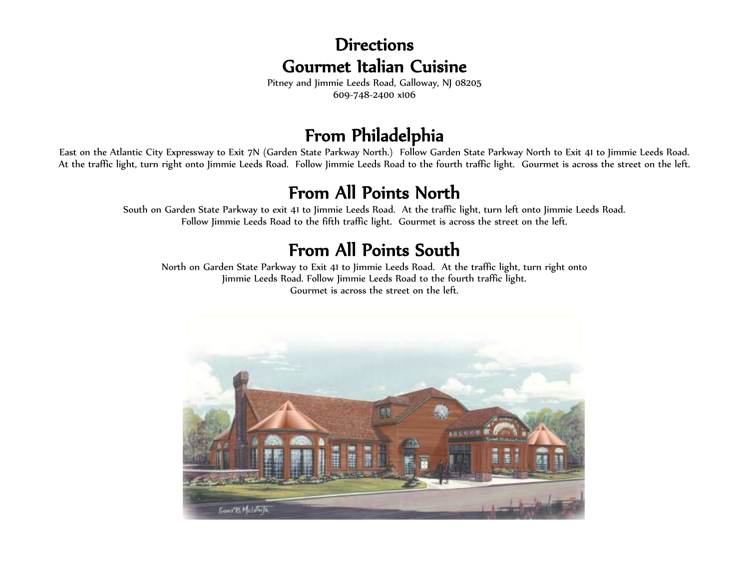# Directions

# Gourmet Italian Cuisine

Pitney and Jimmie Leeds Road, Galloway, NJ 08205
609-748-2400 x106

## From Philadelphia

East on the Atlantic City Expressway to Exit 7N (Garden State Parkway North.) Follow Garden State Parkway North to Exit 41 to Jimmie Leeds Road. At the traffic light, turn right onto Jimmie Leeds Road. Follow Jimmie Leeds Road to the fourth traffic light. Gourmet is across the street on the left.

## From All Points North

South on Garden State Parkway to exit 41 to Jimmie Leeds Road. At the traffic light, turn left onto Jimmie Leeds Road. Follow Jimmie Leeds Road to the fifth traffic light. Gourmet is across the street on the left.

## From All Points South

North on Garden State Parkway to Exit 41 to Jimmie Leeds Road. At the traffic light, turn right onto Jimmie Leeds Road. Follow Jimmie Leeds Road to the fourth traffic light. Gourmet is across the street on the left.